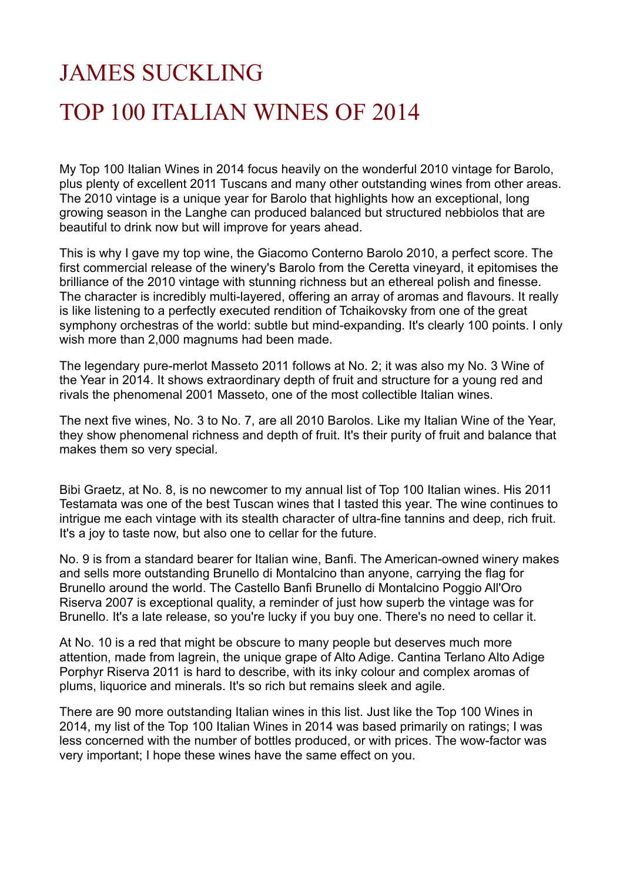# JAMES SUCKLING

# TOP 100 ITALIAN WINES OF 2014

My Top 100 Italian Wines in 2014 focus heavily on the wonderful 2010 vintage for Barolo, plus plenty of excellent 2011 Tuscans and many other outstanding wines from other areas. The 2010 vintage is a unique year for Barolo that highlights how an exceptional, long growing season in the Langhe can produced balanced but structured nebbiolos that are beautiful to drink now but will improve for years ahead.

This is why I gave my top wine, the Giacomo Conterno Barolo 2010, a perfect score. The first commercial release of the winery's Barolo from the Ceretta vineyard, it epitomises the brilliance of the 2010 vintage with stunning richness but an ethereal polish and finesse. The character is incredibly multi-layered, offering an array of aromas and flavours. It really is like listening to a perfectly executed rendition of Tchaikovsky from one of the great symphony orchestras of the world: subtle but mind-expanding. It's clearly 100 points. I only wish more than 2,000 magnums had been made.

The legendary pure-merlot Masseto 2011 follows at No. 2; it was also my No. 3 Wine of the Year in 2014. It shows extraordinary depth of fruit and structure for a young red and rivals the phenomenal 2001 Masseto, one of the most collectible Italian wines.

The next five wines, No. 3 to No. 7, are all 2010 Barolos. Like my Italian Wine of the Year, they show phenomenal richness and depth of fruit. It's their purity of fruit and balance that makes them so very special.

Bibi Graetz, at No. 8, is no newcomer to my annual list of Top 100 Italian wines. His 2011 Testamata was one of the best Tuscan wines that I tasted this year. The wine continues to intrigue me each vintage with its stealth character of ultra-fine tannins and deep, rich fruit. It's a joy to taste now, but also one to cellar for the future.

No. 9 is from a standard bearer for Italian wine, Banfi. The American-owned winery makes and sells more outstanding Brunello di Montalcino than anyone, carrying the flag for Brunello around the world. The Castello Banfi Brunello di Montalcino Poggio All'Oro Riserva 2007 is exceptional quality, a reminder of just how superb the vintage was for Brunello. It's a late release, so you're lucky if you buy one. There's no need to cellar it.

At No. 10 is a red that might be obscure to many people but deserves much more attention, made from lagrein, the unique grape of Alto Adige. Cantina Terlano Alto Adige Porphyr Riserva 2011 is hard to describe, with its inky colour and complex aromas of plums, liquorice and minerals. It's so rich but remains sleek and agile.

There are 90 more outstanding Italian wines in this list. Just like the Top 100 Wines in 2014, my list of the Top 100 Italian Wines in 2014 was based primarily on ratings; I was less concerned with the number of bottles produced, or with prices. The wow-factor was very important; I hope these wines have the same effect on you.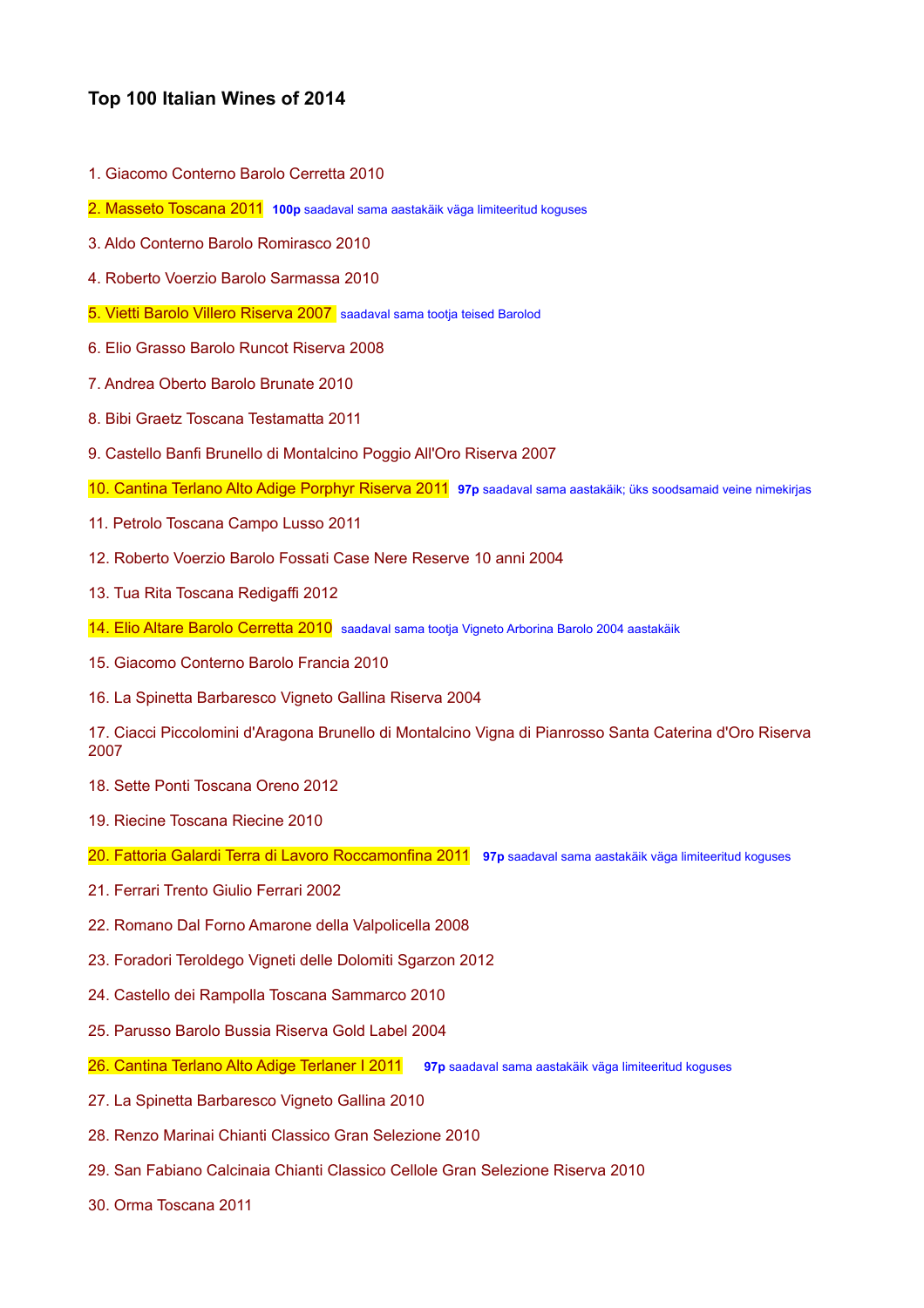### Top 100 Italian Wines of 2014

1. Giacomo Conterno Barolo Cerretta 2010

2. Masseto Toscana 2011 **100p** saadaval sama aastakäik väga limiteeritud koguses

3. Aldo Conterno Barolo Romirasco 2010

4. Roberto Voerzio Barolo Sarmassa 2010

5. Vietti Barolo Villero Riserva 2007 saadaval sama tootja teised Barolod

6. Elio Grasso Barolo Runcot Riserva 2008

7. Andrea Oberto Barolo Brunate 2010

8. Bibi Graetz Toscana Testamatta 2011

9. Castello Banfi Brunello di Montalcino Poggio All'Oro Riserva 2007

10. Cantina Terlano Alto Adige Porphyr Riserva 2011 **97p** saadaval sama aastakäik; üks soodsamaid veine nimekirjas

11. Petrolo Toscana Campo Lusso 2011

12. Roberto Voerzio Barolo Fossati Case Nere Reserve 10 anni 2004

13. Tua Rita Toscana Redigaffi 2012

14. Elio Altare Barolo Cerretta 2010 saadaval sama tootja Vigneto Arborina Barolo 2004 aastakäik

15. Giacomo Conterno Barolo Francia 2010

16. La Spinetta Barbaresco Vigneto Gallina Riserva 2004

17. Ciacci Piccolomini d'Aragona Brunello di Montalcino Vigna di Pianrosso Santa Caterina d'Oro Riserva 2007

18. Sette Ponti Toscana Oreno 2012

19. Riecine Toscana Riecine 2010

20. Fattoria Galardi Terra di Lavoro Roccamonfina 2011 **97p** saadaval sama aastakäik väga limiteeritud koguses

21. Ferrari Trento Giulio Ferrari 2002

22. Romano Dal Forno Amarone della Valpolicella 2008

23. Foradori Teroldego Vigneti delle Dolomiti Sgarzon 2012

24. Castello dei Rampolla Toscana Sammarco 2010

25. Parusso Barolo Bussia Riserva Gold Label 2004

26. Cantina Terlano Alto Adige Terlaner I 2011 **97p** saadaval sama aastakäik väga limiteeritud koguses

27. La Spinetta Barbaresco Vigneto Gallina 2010

28. Renzo Marinai Chianti Classico Gran Selezione 2010

29. San Fabiano Calcinaia Chianti Classico Cellole Gran Selezione Riserva 2010

30. Orma Toscana 2011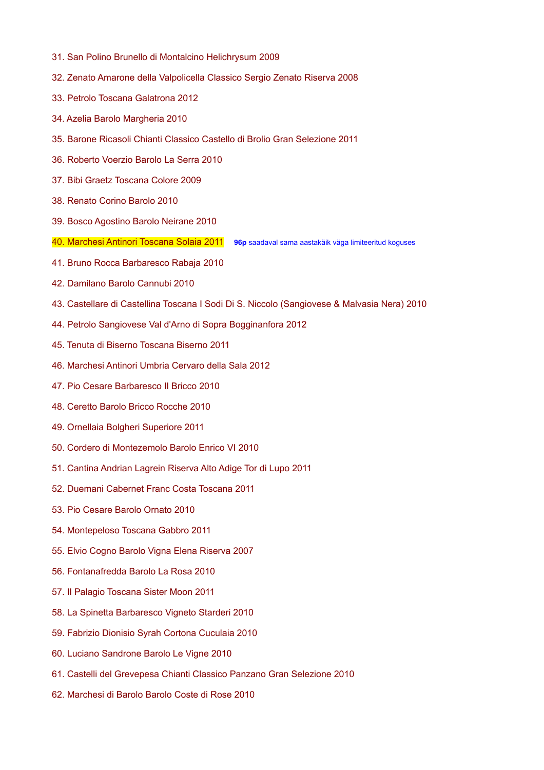31. San Polino Brunello di Montalcino Helichrysum 2009
32. Zenato Amarone della Valpolicella Classico Sergio Zenato Riserva 2008
33. Petrolo Toscana Galatrona 2012
34. Azelia Barolo Margheria 2010
35. Barone Ricasoli Chianti Classico Castello di Brolio Gran Selezione 2011
36. Roberto Voerzio Barolo La Serra 2010
37. Bibi Graetz Toscana Colore 2009
38. Renato Corino Barolo 2010
39. Bosco Agostino Barolo Neirane 2010
40. Marchesi Antinori Toscana Solaia 2011 **96p** saadaval sama aastakäik väga limiteeritud koguses
41. Bruno Rocca Barbaresco Rabaja 2010
42. Damilano Barolo Cannubi 2010
43. Castellare di Castellina Toscana I Sodi Di S. Niccolo (Sangiovese & Malvasia Nera) 2010
44. Petrolo Sangiovese Val d'Arno di Sopra Bogginanfora 2012
45. Tenuta di Biserno Toscana Biserno 2011
46. Marchesi Antinori Umbria Cervaro della Sala 2012
47. Pio Cesare Barbaresco Il Bricco 2010
48. Ceretto Barolo Bricco Rocche 2010
49. Ornellaia Bolgheri Superiore 2011
50. Cordero di Montezemolo Barolo Enrico VI 2010
51. Cantina Andrian Lagrein Riserva Alto Adige Tor di Lupo 2011
52. Duemani Cabernet Franc Costa Toscana 2011
53. Pio Cesare Barolo Ornato 2010
54. Montepeloso Toscana Gabbro 2011
55. Elvio Cogno Barolo Vigna Elena Riserva 2007
56. Fontanafredda Barolo La Rosa 2010
57. Il Palagio Toscana Sister Moon 2011
58. La Spinetta Barbaresco Vigneto Starderi 2010
59. Fabrizio Dionisio Syrah Cortona Cuculaia 2010
60. Luciano Sandrone Barolo Le Vigne 2010
61. Castelli del Grevepesa Chianti Classico Panzano Gran Selezione 2010
62. Marchesi di Barolo Barolo Coste di Rose 2010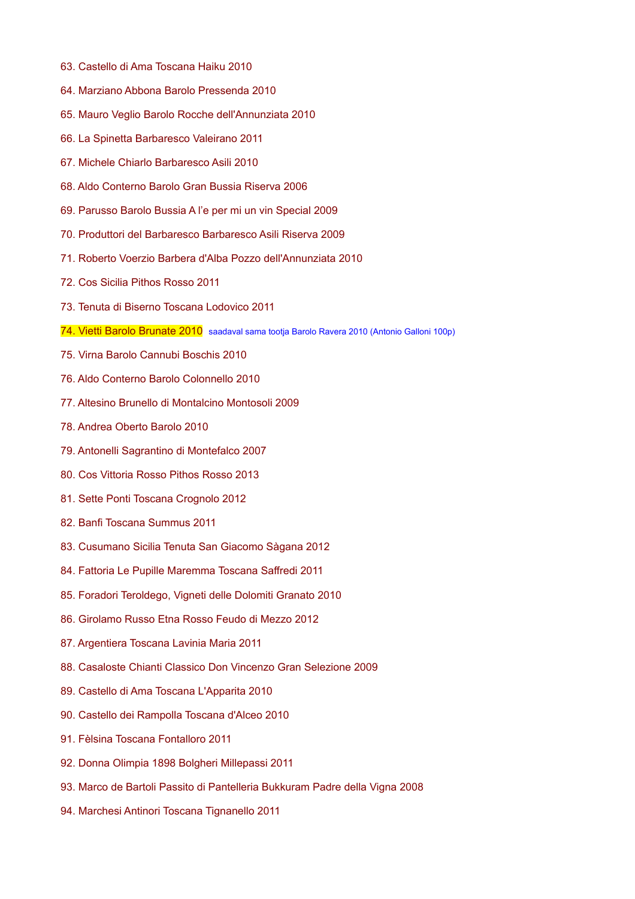63. Castello di Ama Toscana Haiku 2010

64. Marziano Abbona Barolo Pressenda 2010

65. Mauro Veglio Barolo Rocche dell'Annunziata 2010

66. La Spinetta Barbaresco Valeirano 2011

67. Michele Chiarlo Barbaresco Asili 2010

68. Aldo Conterno Barolo Gran Bussia Riserva 2006

69. Parusso Barolo Bussia A l'e per mi un vin Special 2009

70. Produttori del Barbaresco Barbaresco Asili Riserva 2009

71. Roberto Voerzio Barbera d'Alba Pozzo dell'Annunziata 2010

72. Cos Sicilia Pithos Rosso 2011

73. Tenuta di Biserno Toscana Lodovico 2011

74. Vietti Barolo Brunate 2010 saadaval sama tootja Barolo Ravera 2010 (Antonio Galloni 100p)

75. Virna Barolo Cannubi Boschis 2010

76. Aldo Conterno Barolo Colonnello 2010

77. Altesino Brunello di Montalcino Montosoli 2009

78. Andrea Oberto Barolo 2010

79. Antonelli Sagrantino di Montefalco 2007

80. Cos Vittoria Rosso Pithos Rosso 2013

81. Sette Ponti Toscana Crognolo 2012

82. Banfi Toscana Summus 2011

83. Cusumano Sicilia Tenuta San Giacomo Sàgana 2012

84. Fattoria Le Pupille Maremma Toscana Saffredi 2011

85. Foradori Teroldego, Vigneti delle Dolomiti Granato 2010

86. Girolamo Russo Etna Rosso Feudo di Mezzo 2012

87. Argentiera Toscana Lavinia Maria 2011

88. Casaloste Chianti Classico Don Vincenzo Gran Selezione 2009

89. Castello di Ama Toscana L'Apparita 2010

90. Castello dei Rampolla Toscana d'Alceo 2010

91. Fèlsina Toscana Fontalloro 2011

92. Donna Olimpia 1898 Bolgheri Millepassi 2011

93. Marco de Bartoli Passito di Pantelleria Bukkuram Padre della Vigna 2008

94. Marchesi Antinori Toscana Tignanello 2011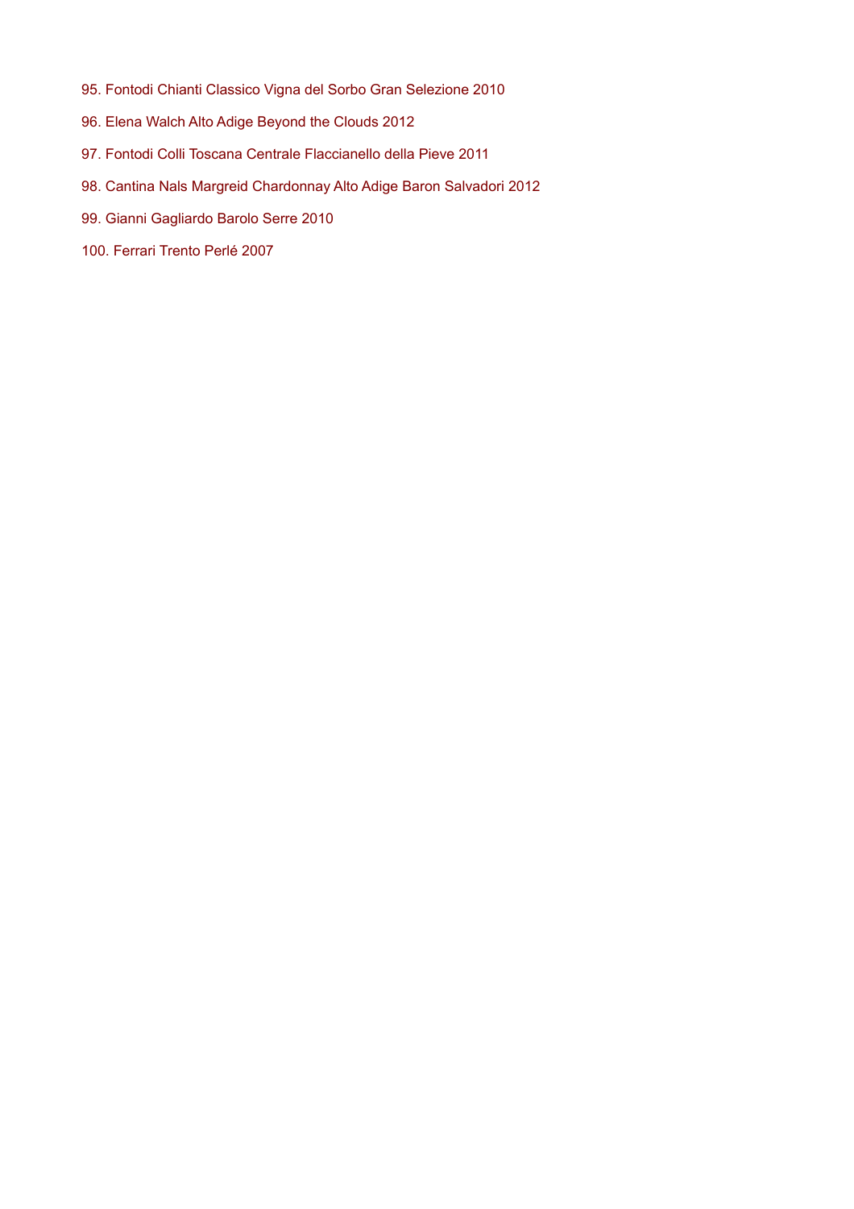95. Fontodi Chianti Classico Vigna del Sorbo Gran Selezione 2010
96. Elena Walch Alto Adige Beyond the Clouds 2012
97. Fontodi Colli Toscana Centrale Flaccianello della Pieve 2011
98. Cantina Nals Margreid Chardonnay Alto Adige Baron Salvadori 2012
99. Gianni Gagliardo Barolo Serre 2010
100. Ferrari Trento Perlé 2007